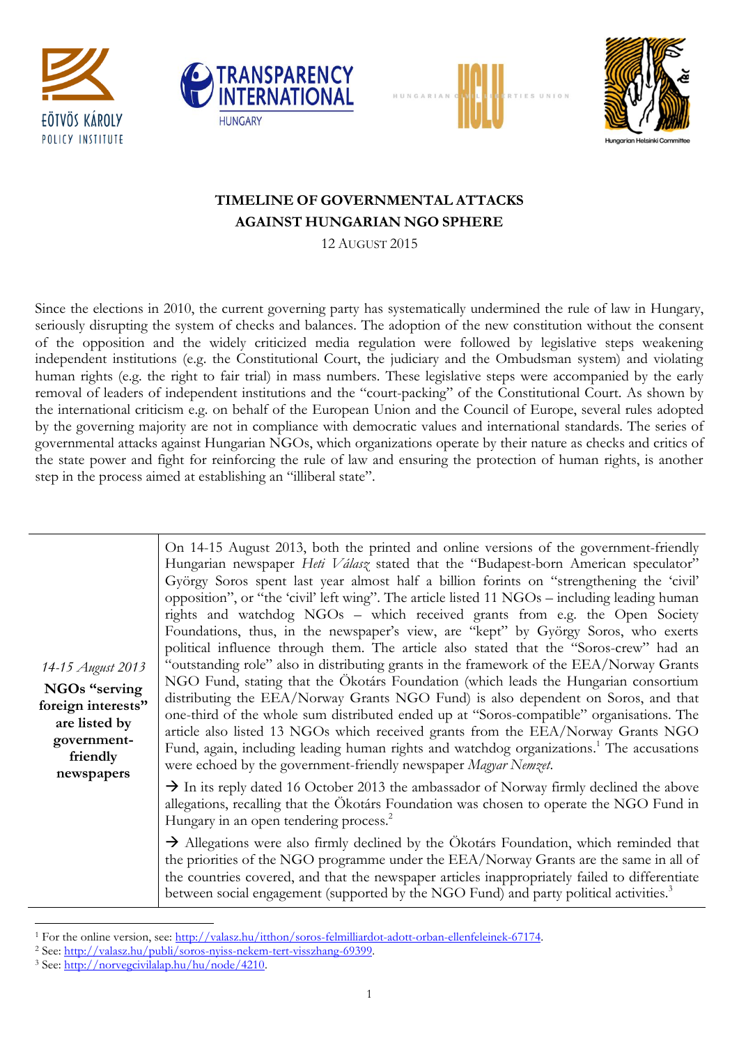# TIMELINE OF GOVERNMENTAL ATTACKS AGAINST HUNGARIAN NGO SPHERE

12 August 2015

Since the elections in 2010, the current governing party has systematically undermined the rule of law in Hungary, seriously disrupting the system of checks and balances. The adoption of the new constitution without the consent of the opposition and the widely criticized media regulation were followed by legislative steps weakening independent institutions (e.g. the Constitutional Court, the judiciary and the Ombudsman system) and violating human rights (e.g. the right to fair trial) in mass numbers. These legislative steps were accompanied by the early removal of leaders of independent institutions and the "court-packing" of the Constitutional Court. As shown by the international criticism e.g. on behalf of the European Union and the Council of Europe, several rules adopted by the governing majority are not in compliance with democratic values and international standards. The series of governmental attacks against Hungarian NGOs, which organizations operate by their nature as checks and critics of the state power and fight for reinforcing the rule of law and ensuring the protection of human rights, is another step in the process aimed at establishing an "illiberal state".

| | |
|---|---|
| *14-15 August 2013* **NGOs "serving foreign interests" are listed by government-friendly newspapers** | On 14-15 August 2013, both the printed and online versions of the government-friendly Hungarian newspaper *Heti Válasz* stated that the "Budapest-born American speculator" György Soros spent last year almost half a billion forints on "strengthening the 'civil' opposition", or "the 'civil' left wing". The article listed 11 NGOs – including leading human rights and watchdog NGOs – which received grants from e.g. the Open Society Foundations, thus, in the newspaper's view, are "kept" by György Soros, who exerts political influence through them. The article also stated that the "Soros-crew" had an "outstanding role" also in distributing grants in the framework of the EEA/Norway Grants NGO Fund, stating that the Ökotárs Foundation (which leads the Hungarian consortium distributing the EEA/Norway Grants NGO Fund) is also dependent on Soros, and that one-third of the whole sum distributed ended up at "Soros-compatible" organisations. The article also listed 13 NGOs which received grants from the EEA/Norway Grants NGO Fund, again, including leading human rights and watchdog organizations.[1] The accusations were echoed by the government-friendly newspaper *Magyar Nemzet*. <br><br> → In its reply dated 16 October 2013 the ambassador of Norway firmly declined the above allegations, recalling that the Ökotárs Foundation was chosen to operate the NGO Fund in Hungary in an open tendering process.[2] <br><br> → Allegations were also firmly declined by the Ökotárs Foundation, which reminded that the priorities of the NGO programme under the EEA/Norway Grants are the same in all of the countries covered, and that the newspaper articles inappropriately failed to differentiate between social engagement (supported by the NGO Fund) and party political activities.[3] |

[1] For the online version, see: http://valasz.hu/itthon/soros-felmilliardot-adott-orban-ellenfeleinek-67174.

[2] See: http://valasz.hu/publi/soros-nyiss-nekem-tert-visszhang-69399.

[3] See: http://norvegcivilalap.hu/hu/node/4210.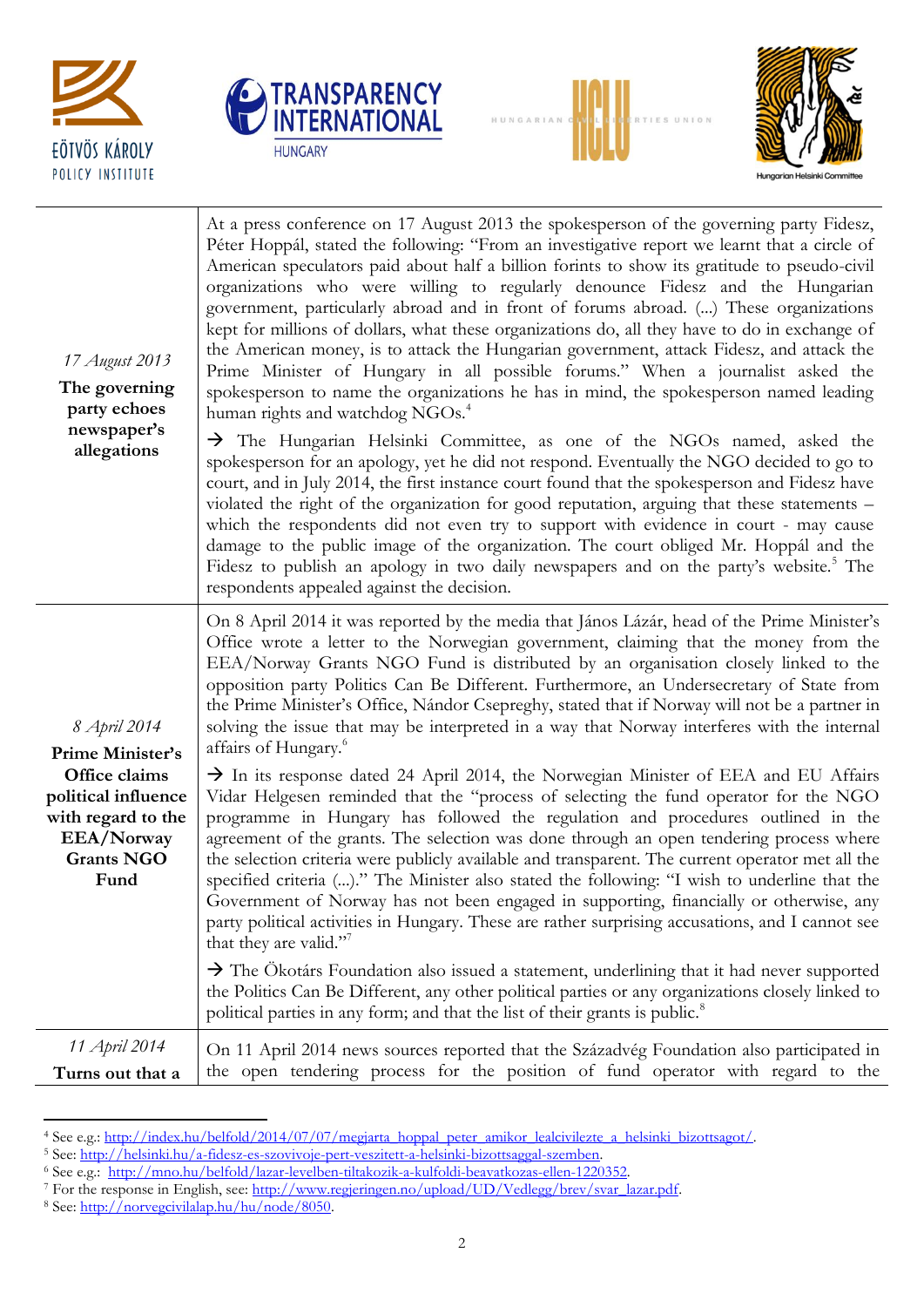| | |
|---|---|
| *17 August 2013*<br>**The governing party echoes newspaper's allegations** | At a press conference on 17 August 2013 the spokesperson of the governing party Fidesz, Péter Hoppál, stated the following: "From an investigative report we learnt that a circle of American speculators paid about half a billion forints to show its gratitude to pseudo-civil organizations who were willing to regularly denounce Fidesz and the Hungarian government, particularly abroad and in front of forums abroad. (...) These organizations kept for millions of dollars, what these organizations do, all they have to do in exchange of the American money, is to attack the Hungarian government, attack Fidesz, and attack the Prime Minister of Hungary in all possible forums." When a journalist asked the spokesperson to name the organizations he has in mind, the spokesperson named leading human rights and watchdog NGOs.[4]<br><br>→ The Hungarian Helsinki Committee, as one of the NGOs named, asked the spokesperson for an apology, yet he did not respond. Eventually the NGO decided to go to court, and in July 2014, the first instance court found that the spokesperson and Fidesz have violated the right of the organization for good reputation, arguing that these statements – which the respondents did not even try to support with evidence in court - may cause damage to the public image of the organization. The court obliged Mr. Hoppál and the Fidesz to publish an apology in two daily newspapers and on the party's website.[5] The respondents appealed against the decision. |
| *8 April 2014*<br>**Prime Minister's Office claims political influence with regard to the EEA/Norway Grants NGO Fund** | On 8 April 2014 it was reported by the media that János Lázár, head of the Prime Minister's Office wrote a letter to the Norwegian government, claiming that the money from the EEA/Norway Grants NGO Fund is distributed by an organisation closely linked to the opposition party Politics Can Be Different. Furthermore, an Undersecretary of State from the Prime Minister's Office, Nándor Csepreghy, stated that if Norway will not be a partner in solving the issue that may be interpreted in a way that Norway interferes with the internal affairs of Hungary.[6]<br><br>→ In its response dated 24 April 2014, the Norwegian Minister of EEA and EU Affairs Vidar Helgesen reminded that the "process of selecting the fund operator for the NGO programme in Hungary has followed the regulation and procedures outlined in the agreement of the grants. The selection was done through an open tendering process where the selection criteria were publicly available and transparent. The current operator met all the specified criteria (...)." The Minister also stated the following: "I wish to underline that the Government of Norway has not been engaged in supporting, financially or otherwise, any party political activities in Hungary. These are rather surprising accusations, and I cannot see that they are valid."[7]<br><br>→ The Ökotárs Foundation also issued a statement, underlining that it had never supported the Politics Can Be Different, any other political parties or any organizations closely linked to political parties in any form; and that the list of their grants is public.[8] |
| *11 April 2014*<br>**Turns out that a** | On 11 April 2014 news sources reported that the Századvég Foundation also participated in the open tendering process for the position of fund operator with regard to the |

---

[4] See e.g.: http://index.hu/belfold/2014/07/07/megjarta_hoppal_peter_amikor_lealcivilezte_a_helsinki_bizottsagot/.
[5] See: http://helsinki.hu/a-fidesz-es-szovivoje-pert-veszitett-a-helsinki-bizottsaggal-szemben.
[6] See e.g.: http://mno.hu/belfold/lazar-levelben-tiltakozik-a-kulfoldi-beavatkozas-ellen-1220352.
[7] For the response in English, see: http://www.regjeringen.no/upload/UD/Vedlegg/brev/svar_lazar.pdf.
[8] See: http://norvegcivilalap.hu/hu/node/8050.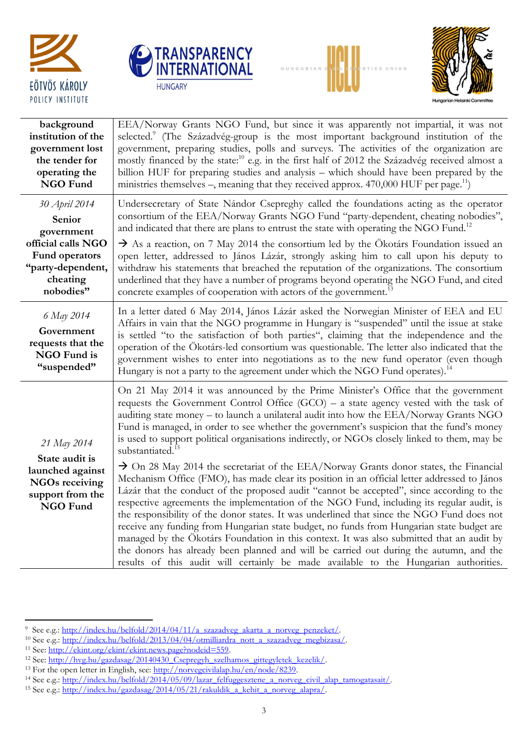| | |
|---|---|
| **background institution of the government lost the tender for operating the NGO Fund** | EEA/Norway Grants NGO Fund, but since it was apparently not impartial, it was not selected.[9] (The Századvég-group is the most important background institution of the government, preparing studies, polls and surveys. The activities of the organization are mostly financed by the state:[10] e.g. in the first half of 2012 the Századvég received almost a billion HUF for preparing studies and analysis – which should have been prepared by the ministries themselves –, meaning that they received approx. 470,000 HUF per page.[11]) |
| *30 April 2014* **Senior government official calls NGO Fund operators "party-dependent, cheating nobodies"** | Undersecretary of State Nándor Csepreghy called the foundations acting as the operator consortium of the EEA/Norway Grants NGO Fund "party-dependent, cheating nobodies", and indicated that there are plans to entrust the state with operating the NGO Fund.[12] <br><br> → As a reaction, on 7 May 2014 the consortium led by the Ökotárs Foundation issued an open letter, addressed to János Lázár, strongly asking him to call upon his deputy to withdraw his statements that breached the reputation of the organizations. The consortium underlined that they have a number of programs beyond operating the NGO Fund, and cited concrete examples of cooperation with actors of the government.[13] |
| *6 May 2014* **Government requests that the NGO Fund is "suspended"** | In a letter dated 6 May 2014, János Lázár asked the Norwegian Minister of EEA and EU Affairs in vain that the NGO programme in Hungary is "suspended" until the issue at stake is settled "to the satisfaction of both parties", claiming that the independence and the operation of the Ökotárs-led consortium was questionable. The letter also indicated that the government wishes to enter into negotiations as to the new fund operator (even though Hungary is not a party to the agreement under which the NGO Fund operates).[14] |
| *21 May 2014* **State audit is launched against NGOs receiving support from the NGO Fund** | On 21 May 2014 it was announced by the Prime Minister's Office that the government requests the Government Control Office (GCO) – a state agency vested with the task of auditing state money – to launch a unilateral audit into how the EEA/Norway Grants NGO Fund is managed, in order to see whether the government's suspicion that the fund's money is used to support political organisations indirectly, or NGOs closely linked to them, may be substantiated.[15] <br><br> → On 28 May 2014 the secretariat of the EEA/Norway Grants donor states, the Financial Mechanism Office (FMO), has made clear its position in an official letter addressed to János Lázár that the conduct of the proposed audit "cannot be accepted", since according to the respective agreements the implementation of the NGO Fund, including its regular audit, is the responsibility of the donor states. It was underlined that since the NGO Fund does not receive any funding from Hungarian state budget, no funds from Hungarian state budget are managed by the Ökotárs Foundation in this context. It was also submitted that an audit by the donors has already been planned and will be carried out during the autumn, and the results of this audit will certainly be made available to the Hungarian authorities. |

[9] See e.g.: http://index.hu/belfold/2014/04/11/a_szazadveg_akarta_a_norveg_penzeket/.
[10] See e.g.: http://index.hu/belfold/2013/04/04/otmilliardra_nott_a_szazadveg_megbizasa/.
[11] See: http://ekint.org/ekint/ekint.news.page?nodeid=559.
[12] See: http://hvg.hu/gazdasag/20140430_Csepregyh_szelhamos_gittegyletek_kezelik/.
[13] For the open letter in English, see: http://norvegcivilalap.hu/en/node/8239.
[14] See e.g.: http://index.hu/belfold/2014/05/09/lazar_felfuggesztene_a_norveg_civil_alap_tamogatasait/.
[15] See e.g.: http://index.hu/gazdasag/2014/05/21/rakuldik_a_kehit_a_norveg_alapra/.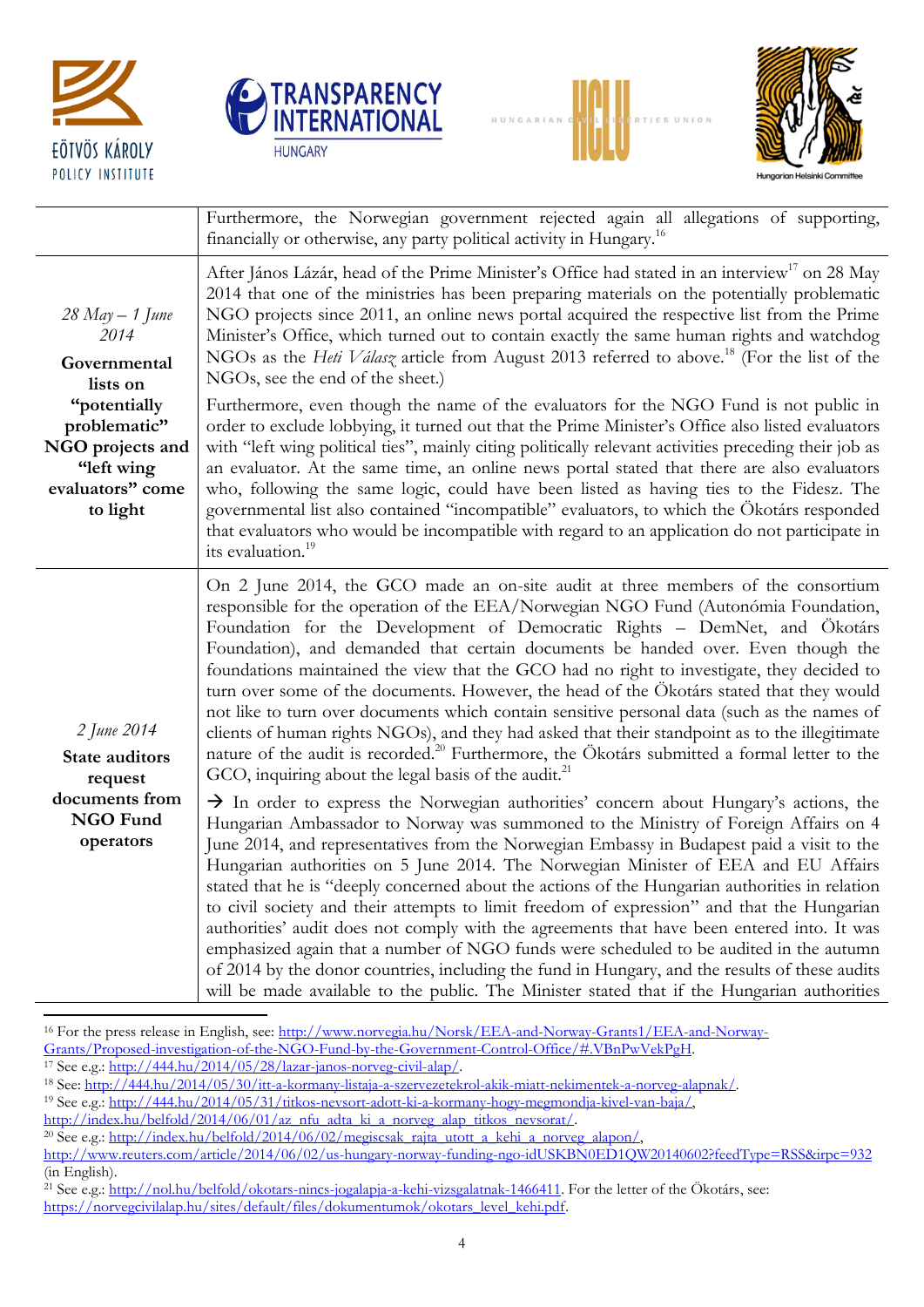| | |
|---|---|
| | Furthermore, the Norwegian government rejected again all allegations of supporting, financially or otherwise, any party political activity in Hungary.[16] |
| *28 May – 1 June 2014* **Governmental lists on "potentially problematic" NGO projects and "left wing evaluators" come to light** | After János Lázár, head of the Prime Minister's Office had stated in an interview[17] on 28 May 2014 that one of the ministries has been preparing materials on the potentially problematic NGO projects since 2011, an online news portal acquired the respective list from the Prime Minister's Office, which turned out to contain exactly the same human rights and watchdog NGOs as the *Heti Válasz* article from August 2013 referred to above.[18] (For the list of the NGOs, see the end of the sheet.)<br><br>Furthermore, even though the name of the evaluators for the NGO Fund is not public in order to exclude lobbying, it turned out that the Prime Minister's Office also listed evaluators with "left wing political ties", mainly citing politically relevant activities preceding their job as an evaluator. At the same time, an online news portal stated that there are also evaluators who, following the same logic, could have been listed as having ties to the Fidesz. The governmental list also contained "incompatible" evaluators, to which the Ökotárs responded that evaluators who would be incompatible with regard to an application do not participate in its evaluation.[19] |
| *2 June 2014* **State auditors request documents from NGO Fund operators** | On 2 June 2014, the GCO made an on-site audit at three members of the consortium responsible for the operation of the EEA/Norwegian NGO Fund (Autonómia Foundation, Foundation for the Development of Democratic Rights – DemNet, and Ökotárs Foundation), and demanded that certain documents be handed over. Even though the foundations maintained the view that the GCO had no right to investigate, they decided to turn over some of the documents. However, the head of the Ökotárs stated that they would not like to turn over documents which contain sensitive personal data (such as the names of clients of human rights NGOs), and they had asked that their standpoint as to the illegitimate nature of the audit is recorded.[20] Furthermore, the Ökotárs submitted a formal letter to the GCO, inquiring about the legal basis of the audit.[21]<br><br>→ In order to express the Norwegian authorities' concern about Hungary's actions, the Hungarian Ambassador to Norway was summoned to the Ministry of Foreign Affairs on 4 June 2014, and representatives from the Norwegian Embassy in Budapest paid a visit to the Hungarian authorities on 5 June 2014. The Norwegian Minister of EEA and EU Affairs stated that he is "deeply concerned about the actions of the Hungarian authorities in relation to civil society and their attempts to limit freedom of expression" and that the Hungarian authorities' audit does not comply with the agreements that have been entered into. It was emphasized again that a number of NGO funds were scheduled to be audited in the autumn of 2014 by the donor countries, including the fund in Hungary, and the results of these audits will be made available to the public. The Minister stated that if the Hungarian authorities |

---

[16] For the press release in English, see: http://www.norvegia.hu/Norsk/EEA-and-Norway-Grants1/EEA-and-Norway-Grants/Proposed-investigation-of-the-NGO-Fund-by-the-Government-Control-Office/#.VBnPwVekPgH.

[17] See e.g.: http://444.hu/2014/05/28/lazar-janos-norveg-civil-alap/.

[18] See: http://444.hu/2014/05/30/itt-a-kormany-listaja-a-szervezetekrol-akik-miatt-nekimentek-a-norveg-alapnak/.

[19] See e.g.: http://444.hu/2014/05/31/titkos-nevsort-adott-ki-a-kormany-hogy-megmondja-kivel-van-baja/, http://index.hu/belfold/2014/06/01/az_nfu_adta_ki_a_norveg_alap_titkos_nevsorat/.

[20] See e.g.: http://index.hu/belfold/2014/06/02/megiscsak_rajta_utott_a_kehi_a_norveg_alapon/, http://www.reuters.com/article/2014/06/02/us-hungary-norway-funding-ngo-idUSKBN0ED1QW20140602?feedType=RSS&irpc=932 (in English).

[21] See e.g.: http://nol.hu/belfold/okotars-nincs-jogalapja-a-kehi-vizsgalatnak-1466411. For the letter of the Ökotárs, see: https://norvegcivilalap.hu/sites/default/files/dokumentumok/okotars_level_kehi.pdf.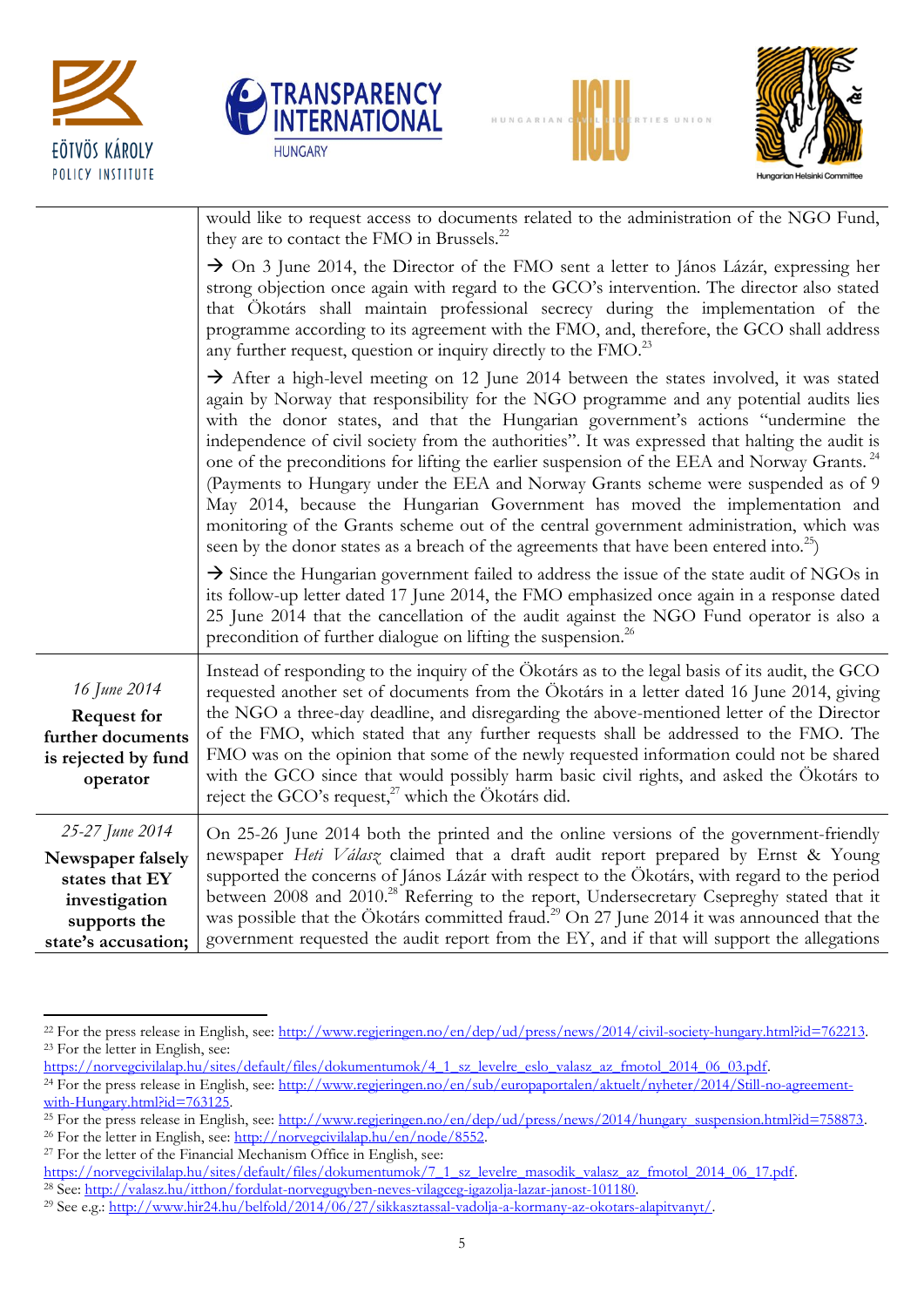| | |
|---|---|
| | would like to request access to documents related to the administration of the NGO Fund, they are to contact the FMO in Brussels.[22] → On 3 June 2014, the Director of the FMO sent a letter to János Lázár, expressing her strong objection once again with regard to the GCO's intervention. The director also stated that Ökotárs shall maintain professional secrecy during the implementation of the programme according to its agreement with the FMO, and, therefore, the GCO shall address any further request, question or inquiry directly to the FMO.[23] → After a high-level meeting on 12 June 2014 between the states involved, it was stated again by Norway that responsibility for the NGO programme and any potential audits lies with the donor states, and that the Hungarian government's actions "undermine the independence of civil society from the authorities". It was expressed that halting the audit is one of the preconditions for lifting the earlier suspension of the EEA and Norway Grants.[24] (Payments to Hungary under the EEA and Norway Grants scheme were suspended as of 9 May 2014, because the Hungarian Government has moved the implementation and monitoring of the Grants scheme out of the central government administration, which was seen by the donor states as a breach of the agreements that have been entered into.[25]) → Since the Hungarian government failed to address the issue of the state audit of NGOs in its follow-up letter dated 17 June 2014, the FMO emphasized once again in a response dated 25 June 2014 that the cancellation of the audit against the NGO Fund operator is also a precondition of further dialogue on lifting the suspension.[26] |
| *16 June 2014* **Request for further documents is rejected by fund operator** | Instead of responding to the inquiry of the Ökotárs as to the legal basis of its audit, the GCO requested another set of documents from the Ökotárs in a letter dated 16 June 2014, giving the NGO a three-day deadline, and disregarding the above-mentioned letter of the Director of the FMO, which stated that any further requests shall be addressed to the FMO. The FMO was on the opinion that some of the newly requested information could not be shared with the GCO since that would possibly harm basic civil rights, and asked the Ökotárs to reject the GCO's request,[27] which the Ökotárs did. |
| *25-27 June 2014* **Newspaper falsely states that EY investigation supports the state's accusation;** | On 25-26 June 2014 both the printed and the online versions of the government-friendly newspaper *Heti Válasz* claimed that a draft audit report prepared by Ernst & Young supported the concerns of János Lázár with respect to the Ökotárs, with regard to the period between 2008 and 2010.[28] Referring to the report, Undersecretary Csepreghy stated that it was possible that the Ökotárs committed fraud.[29] On 27 June 2014 it was announced that the government requested the audit report from the EY, and if that will support the allegations |

[22] For the press release in English, see: http://www.regjeringen.no/en/dep/ud/press/news/2014/civil-society-hungary.html?id=762213.
[23] For the letter in English, see: https://norvegcivilalap.hu/sites/default/files/dokumentumok/4_1_sz_levelre_eslo_valasz_az_fmotol_2014_06_03.pdf.
[24] For the press release in English, see: http://www.regjeringen.no/en/sub/europaportalen/aktuelt/nyheter/2014/Still-no-agreement-with-Hungary.html?id=763125.
[25] For the press release in English, see: http://www.regjeringen.no/en/dep/ud/press/news/2014/hungary_suspension.html?id=758873.
[26] For the letter in English, see: http://norvegcivilalap.hu/en/node/8552.
[27] For the letter of the Financial Mechanism Office in English, see: https://norvegcivilalap.hu/sites/default/files/dokumentumok/7_1_sz_levelre_masodik_valasz_az_fmotol_2014_06_17.pdf.
[28] See: http://valasz.hu/itthon/fordulat-norvegugyben-neves-vilagceg-igazolja-lazar-janost-101180.
[29] See e.g.: http://www.hir24.hu/belfold/2014/06/27/sikkasztassal-vadolja-a-kormany-az-okotars-alapitvanyt/.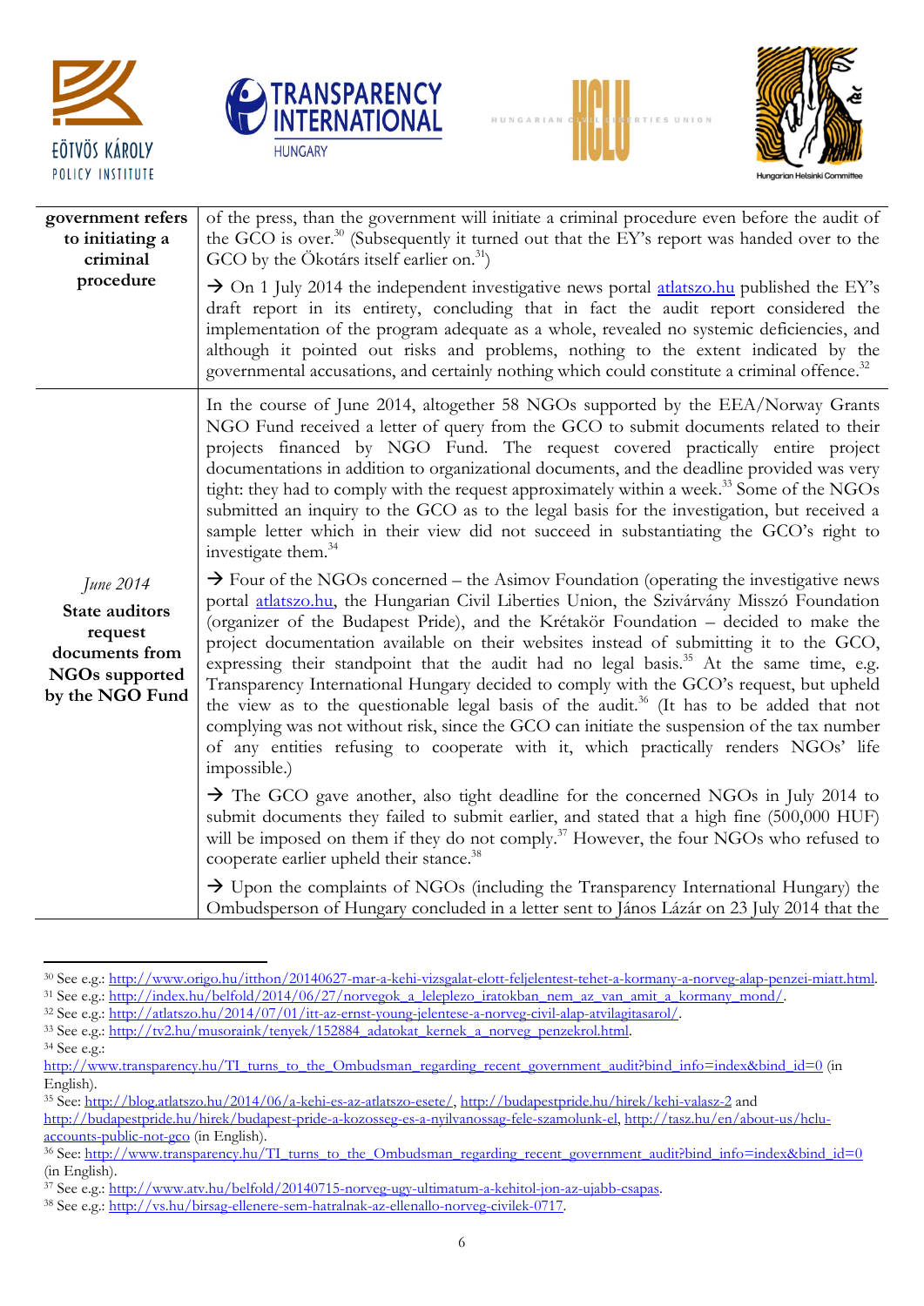| | |
|---|---|
| **government refers to initiating a criminal procedure** | of the press, than the government will initiate a criminal procedure even before the audit of the GCO is over.[30] (Subsequently it turned out that the EY's report was handed over to the GCO by the Ökotárs itself earlier on.[31])<br><br>→ On 1 July 2014 the independent investigative news portal atlatszo.hu published the EY's draft report in its entirety, concluding that in fact the audit report considered the implementation of the program adequate as a whole, revealed no systemic deficiencies, and although it pointed out risks and problems, nothing to the extent indicated by the governmental accusations, and certainly nothing which could constitute a criminal offence.[32] |
| *June 2014*<br>**State auditors request documents from NGOs supported by the NGO Fund** | In the course of June 2014, altogether 58 NGOs supported by the EEA/Norway Grants NGO Fund received a letter of query from the GCO to submit documents related to their projects financed by NGO Fund. The request covered practically entire project documentations in addition to organizational documents, and the deadline provided was very tight: they had to comply with the request approximately within a week.[33] Some of the NGOs submitted an inquiry to the GCO as to the legal basis for the investigation, but received a sample letter which in their view did not succeed in substantiating the GCO's right to investigate them.[34]<br><br>→ Four of the NGOs concerned – the Asimov Foundation (operating the investigative news portal atlatszo.hu, the Hungarian Civil Liberties Union, the Szivárvány Misszó Foundation (organizer of the Budapest Pride), and the Krétakör Foundation – decided to make the project documentation available on their websites instead of submitting it to the GCO, expressing their standpoint that the audit had no legal basis.[35] At the same time, e.g. Transparency International Hungary decided to comply with the GCO's request, but upheld the view as to the questionable legal basis of the audit.[36] (It has to be added that not complying was not without risk, since the GCO can initiate the suspension of the tax number of any entities refusing to cooperate with it, which practically renders NGOs' life impossible.)<br><br>→ The GCO gave another, also tight deadline for the concerned NGOs in July 2014 to submit documents they failed to submit earlier, and stated that a high fine (500,000 HUF) will be imposed on them if they do not comply.[37] However, the four NGOs who refused to cooperate earlier upheld their stance.[38]<br><br>→ Upon the complaints of NGOs (including the Transparency International Hungary) the Ombudsperson of Hungary concluded in a letter sent to János Lázár on 23 July 2014 that the |

[30] See e.g.: http://www.origo.hu/itthon/20140627-mar-a-kehi-vizsgalat-elott-feljelentest-tehet-a-kormany-a-norveg-alap-penzei-miatt.html.

[31] See e.g.: http://index.hu/belfold/2014/06/27/norvegok_a_leleplezo_iratokban_nem_az_van_amit_a_kormany_mond/.

[32] See e.g.: http://atlatszo.hu/2014/07/01/itt-az-ernst-young-jelentese-a-norveg-civil-alap-atvilagitasarol/.

[33] See e.g.: http://tv2.hu/musoraink/tenyek/152884_adatokat_kernek_a_norveg_penzekrol.html.

[34] See e.g.: http://www.transparency.hu/TI_turns_to_the_Ombudsman_regarding_recent_government_audit?bind_info=index&bind_id=0 (in English).

[35] See: http://blog.atlatszo.hu/2014/06/a-kehi-es-az-atlatszo-esete/, http://budapestpride.hu/hirek/kehi-valasz-2 and http://budapestpride.hu/hirek/budapest-pride-a-kozosseg-es-a-nyilvanossag-fele-szamolunk-el, http://tasz.hu/en/about-us/hclu-accounts-public-not-gco (in English).

[36] See: http://www.transparency.hu/TI_turns_to_the_Ombudsman_regarding_recent_government_audit?bind_info=index&bind_id=0 (in English).

[37] See e.g.: http://www.atv.hu/belfold/20140715-norveg-ugy-ultimatum-a-kehitol-jon-az-ujabb-csapas.

[38] See e.g.: http://vs.hu/birsag-ellenere-sem-hatralnak-az-ellenallo-norveg-civilek-0717.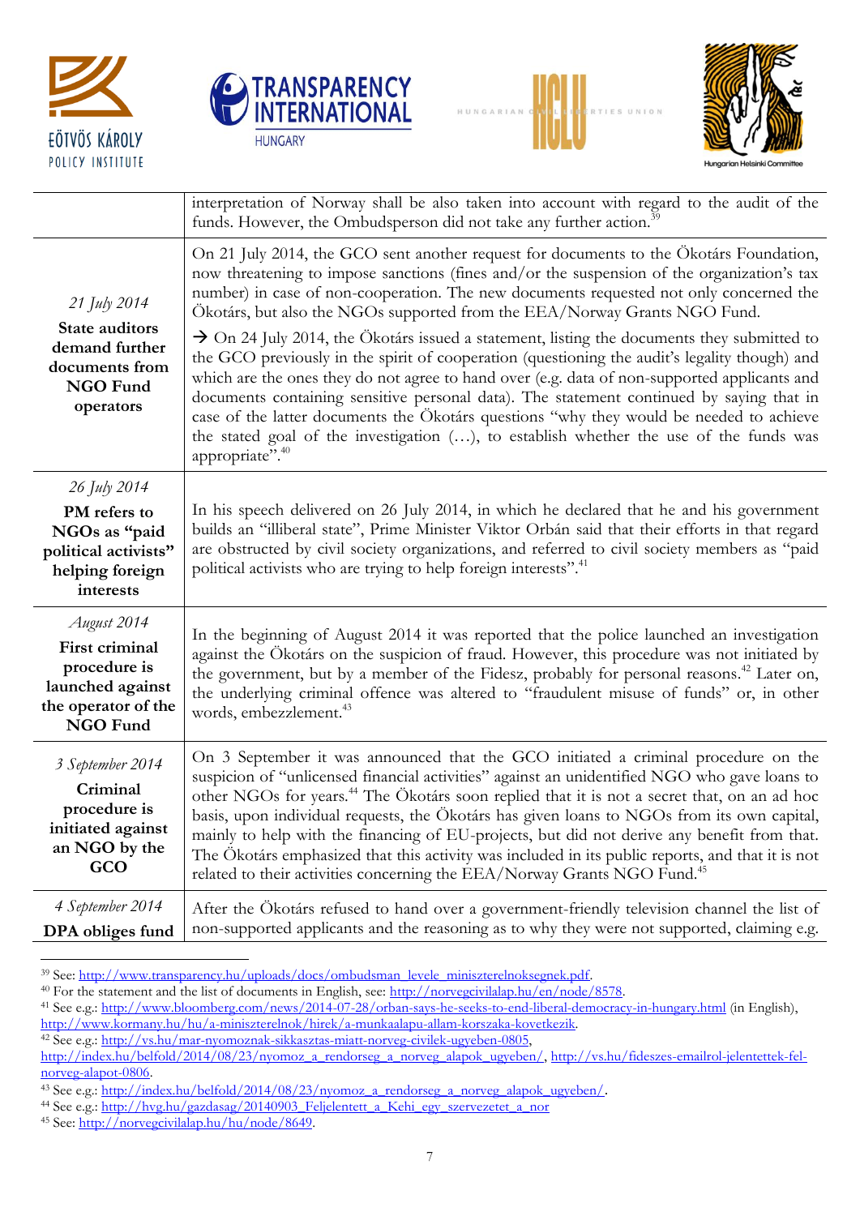| | |
|---|---|
| | interpretation of Norway shall be also taken into account with regard to the audit of the funds. However, the Ombudsperson did not take any further action.[39] |
| *21 July 2014* **State auditors demand further documents from NGO Fund operators** | On 21 July 2014, the GCO sent another request for documents to the Ökotárs Foundation, now threatening to impose sanctions (fines and/or the suspension of the organization's tax number) in case of non-cooperation. The new documents requested not only concerned the Ökotárs, but also the NGOs supported from the EEA/Norway Grants NGO Fund. → On 24 July 2014, the Ökotárs issued a statement, listing the documents they submitted to the GCO previously in the spirit of cooperation (questioning the audit's legality though) and which are the ones they do not agree to hand over (e.g. data of non-supported applicants and documents containing sensitive personal data). The statement continued by saying that in case of the latter documents the Ökotárs questions "why they would be needed to achieve the stated goal of the investigation (…), to establish whether the use of the funds was appropriate".[40] |
| *26 July 2014* **PM refers to NGOs as "paid political activists" helping foreign interests** | In his speech delivered on 26 July 2014, in which he declared that he and his government builds an "illiberal state", Prime Minister Viktor Orbán said that their efforts in that regard are obstructed by civil society organizations, and referred to civil society members as "paid political activists who are trying to help foreign interests".[41] |
| *August 2014* **First criminal procedure is launched against the operator of the NGO Fund** | In the beginning of August 2014 it was reported that the police launched an investigation against the Ökotárs on the suspicion of fraud. However, this procedure was not initiated by the government, but by a member of the Fidesz, probably for personal reasons.[42] Later on, the underlying criminal offence was altered to "fraudulent misuse of funds" or, in other words, embezzlement.[43] |
| *3 September 2014* **Criminal procedure is initiated against an NGO by the GCO** | On 3 September it was announced that the GCO initiated a criminal procedure on the suspicion of "unlicensed financial activities" against an unidentified NGO who gave loans to other NGOs for years.[44] The Ökotárs soon replied that it is not a secret that, on an ad hoc basis, upon individual requests, the Ökotárs has given loans to NGOs from its own capital, mainly to help with the financing of EU-projects, but did not derive any benefit from that. The Ökotárs emphasized that this activity was included in its public reports, and that it is not related to their activities concerning the EEA/Norway Grants NGO Fund.[45] |
| *4 September 2014* **DPA obliges fund** | After the Ökotárs refused to hand over a government-friendly television channel the list of non-supported applicants and the reasoning as to why they were not supported, claiming e.g. |

[39] See: http://www.transparency.hu/uploads/docs/ombudsman_levele_miniszterelnoksegnek.pdf.

[40] For the statement and the list of documents in English, see: http://norvegcivilalap.hu/en/node/8578.

[41] See e.g.: http://www.bloomberg.com/news/2014-07-28/orban-says-he-seeks-to-end-liberal-democracy-in-hungary.html (in English), http://www.kormany.hu/hu/a-miniszterelnok/hirek/a-munkaalapu-allam-korszaka-kovetkezik.

[42] See e.g.: http://vs.hu/mar-nyomoznak-sikkasztas-miatt-norveg-civilek-ugyeben-0805, http://index.hu/belfold/2014/08/23/nyomoz_a_rendorseg_a_norveg_alapok_ugyeben/, http://vs.hu/fideszes-emailrol-jelentettek-fel-norveg-alapot-0806.

[43] See e.g.: http://index.hu/belfold/2014/08/23/nyomoz_a_rendorseg_a_norveg_alapok_ugyeben/.

[44] See e.g.: http://hvg.hu/gazdasag/20140903_Feljelentett_a_Kehi_egy_szervezetet_a_nor

[45] See: http://norvegcivilalap.hu/hu/node/8649.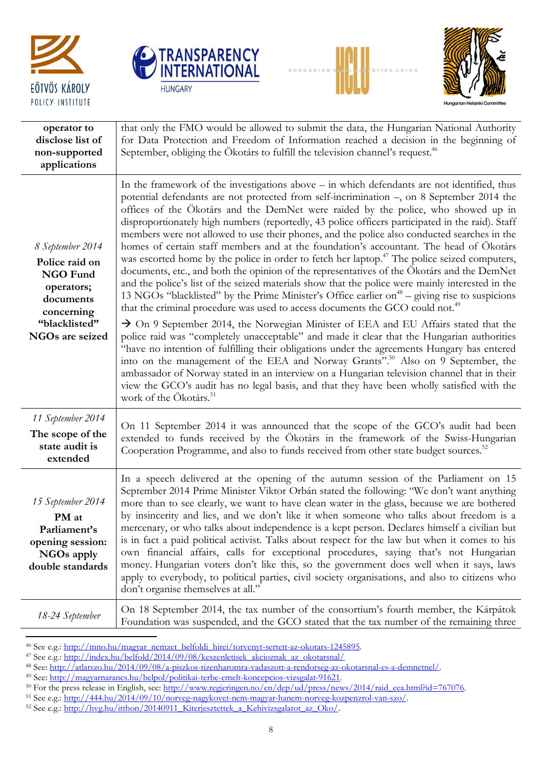| | |
|---|---|
| **operator to disclose list of non-supported applications** | that only the FMO would be allowed to submit the data, the Hungarian National Authority for Data Protection and Freedom of Information reached a decision in the beginning of September, obliging the Ökotárs to fulfill the television channel's request.[46] |
| *8 September 2014* **Police raid on NGO Fund operators; documents concerning "blacklisted" NGOs are seized** | In the framework of the investigations above – in which defendants are not identified, thus potential defendants are not protected from self-incrimination –, on 8 September 2014 the offices of the Ökotárs and the DemNet were raided by the police, who showed up in disproportionately high numbers (reportedly, 43 police officers participated in the raid). Staff members were not allowed to use their phones, and the police also conducted searches in the homes of certain staff members and at the foundation's accountant. The head of Ökotárs was escorted home by the police in order to fetch her laptop.[47] The police seized computers, documents, etc., and both the opinion of the representatives of the Ökotárs and the DemNet and the police's list of the seized materials show that the police were mainly interested in the 13 NGOs "blacklisted" by the Prime Minister's Office earlier on[48] – giving rise to suspicions that the criminal procedure was used to access documents the GCO could not.[49] <br><br> → On 9 September 2014, the Norwegian Minister of EEA and EU Affairs stated that the police raid was "completely unacceptable" and made it clear that the Hungarian authorities "have no intention of fulfilling their obligations under the agreements Hungary has entered into on the management of the EEA and Norway Grants".[50] Also on 9 September, the ambassador of Norway stated in an interview on a Hungarian television channel that in their view the GCO's audit has no legal basis, and that they have been wholly satisfied with the work of the Ökotárs.[51] |
| *11 September 2014* **The scope of the state audit is extended** | On 11 September 2014 it was announced that the scope of the GCO's audit had been extended to funds received by the Ökotárs in the framework of the Swiss-Hungarian Cooperation Programme, and also to funds received from other state budget sources.[52] |
| *15 September 2014* **PM at Parliament's opening session: NGOs apply double standards** | In a speech delivered at the opening of the autumn session of the Parliament on 15 September 2014 Prime Minister Viktor Orbán stated the following: "We don't want anything more than to see clearly, we want to have clean water in the glass, because we are bothered by insincerity and lies, and we don't like it when someone who talks about freedom is a mercenary, or who talks about independence is a kept person. Declares himself a civilian but is in fact a paid political activist. Talks about respect for the law but when it comes to his own financial affairs, calls for exceptional procedures, saying that's not Hungarian money. Hungarian voters don't like this, so the government does well when it says, laws apply to everybody, to political parties, civil society organisations, and also to citizens who don't organise themselves at all." |
| *18-24 September* | On 18 September 2014, the tax number of the consortium's fourth member, the Kárpátok Foundation was suspended, and the GCO stated that the tax number of the remaining three |

[46] See e.g.: http://mno.hu/magyar_nemzet_belfoldi_hirei/torvenyt-sertett-az-okotars-1245895.
[47] See e.g.: http://index.hu/belfold/2014/09/08/keszenletisek_akcioznak_az_okotarsnal/
[48] See: http://atlatszo.hu/2014/09/08/a-piszkos-tizenharomra-vadaszott-a-rendorseg-az-okotarsnal-es-a-demnetnel/.
[49] See: http://magyarnarancs.hu/belpol/politikai-terbe-emelt-koncepcios-vizsgalat-91621.
[50] For the press release in English, see: http://www.regjeringen.no/en/dep/ud/press/news/2014/raid_eea.html?id=767076.
[51] See e.g.: http://444.hu/2014/09/10/norveg-nagykovet-nem-magyar-hanem-norveg-kozpenzrol-van-szo/.
[52] See e.g.: http://hvg.hu/itthon/20140911_Kiterjesztettek_a_Kehivizsgalatot_az_Oko/.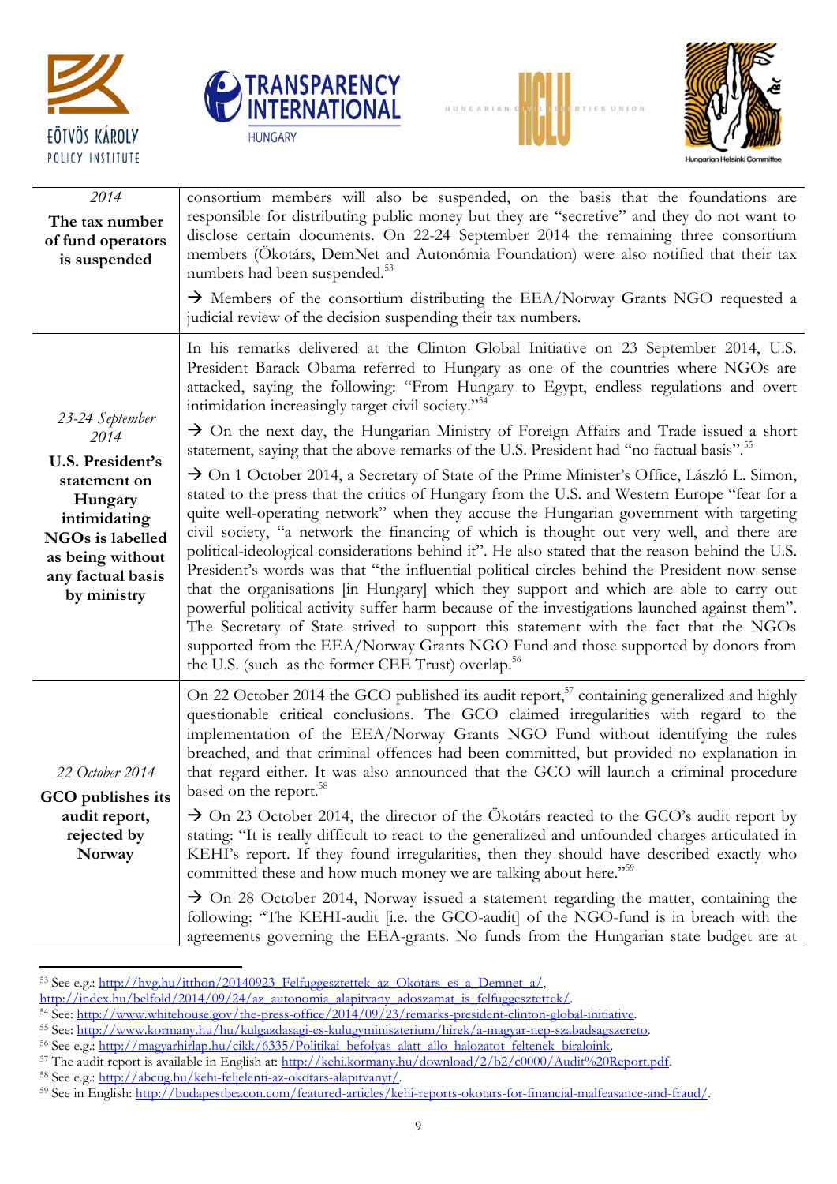| | |
|---|---|
| *2014*<br>**The tax number of fund operators is suspended** | consortium members will also be suspended, on the basis that the foundations are responsible for distributing public money but they are "secretive" and they do not want to disclose certain documents. On 22-24 September 2014 the remaining three consortium members (Ökotárs, DemNet and Autonómia Foundation) were also notified that their tax numbers had been suspended.[53]<br><br>→ Members of the consortium distributing the EEA/Norway Grants NGO requested a judicial review of the decision suspending their tax numbers. |
| *23-24 September 2014*<br>**U.S. President's statement on Hungary intimidating NGOs is labelled as being without any factual basis by ministry** | In his remarks delivered at the Clinton Global Initiative on 23 September 2014, U.S. President Barack Obama referred to Hungary as one of the countries where NGOs are attacked, saying the following: "From Hungary to Egypt, endless regulations and overt intimidation increasingly target civil society."[54]<br><br>→ On the next day, the Hungarian Ministry of Foreign Affairs and Trade issued a short statement, saying that the above remarks of the U.S. President had "no factual basis".[55]<br><br>→ On 1 October 2014, a Secretary of State of the Prime Minister's Office, László L. Simon, stated to the press that the critics of Hungary from the U.S. and Western Europe "fear for a quite well-operating network" when they accuse the Hungarian government with targeting civil society, "a network the financing of which is thought out very well, and there are political-ideological considerations behind it". He also stated that the reason behind the U.S. President's words was that "the influential political circles behind the President now sense that the organisations [in Hungary] which they support and which are able to carry out powerful political activity suffer harm because of the investigations launched against them". The Secretary of State strived to support this statement with the fact that the NGOs supported from the EEA/Norway Grants NGO Fund and those supported by donors from the U.S. (such as the former CEE Trust) overlap.[56] |
| *22 October 2014*<br>**GCO publishes its audit report, rejected by Norway** | On 22 October 2014 the GCO published its audit report,[57] containing generalized and highly questionable critical conclusions. The GCO claimed irregularities with regard to the implementation of the EEA/Norway Grants NGO Fund without identifying the rules breached, and that criminal offences had been committed, but provided no explanation in that regard either. It was also announced that the GCO will launch a criminal procedure based on the report.[58]<br><br>→ On 23 October 2014, the director of the Ökotárs reacted to the GCO's audit report by stating: "It is really difficult to react to the generalized and unfounded charges articulated in KEHI's report. If they found irregularities, then they should have described exactly who committed these and how much money we are talking about here."[59]<br><br>→ On 28 October 2014, Norway issued a statement regarding the matter, containing the following: "The KEHI-audit [i.e. the GCO-audit] of the NGO-fund is in breach with the agreements governing the EEA-grants. No funds from the Hungarian state budget are at |

[53] See e.g.: http://hvg.hu/itthon/20140923_Felfuggesztettek_az_Okotars_es_a_Demnet_a/, http://index.hu/belfold/2014/09/24/az_autonomia_alapitvany_adoszamat_is_felfuggesztettek/.

[54] See: http://www.whitehouse.gov/the-press-office/2014/09/23/remarks-president-clinton-global-initiative.

[55] See: http://www.kormany.hu/hu/kulgazdasagi-es-kulugyminiszterium/hirek/a-magyar-nep-szabadsagszereto.

[56] See e.g.: http://magyarhirlap.hu/cikk/6335/Politikai_befolyas_alatt_allo_halozatot_feltenek_biraloink.

[57] The audit report is available in English at: http://kehi.kormany.hu/download/2/b2/c0000/Audit%20Report.pdf.

[58] See e.g.: http://abcug.hu/kehi-feljelenti-az-okotars-alapitvanyt/.

[59] See in English: http://budapestbeacon.com/featured-articles/kehi-reports-okotars-for-financial-malfeasance-and-fraud/.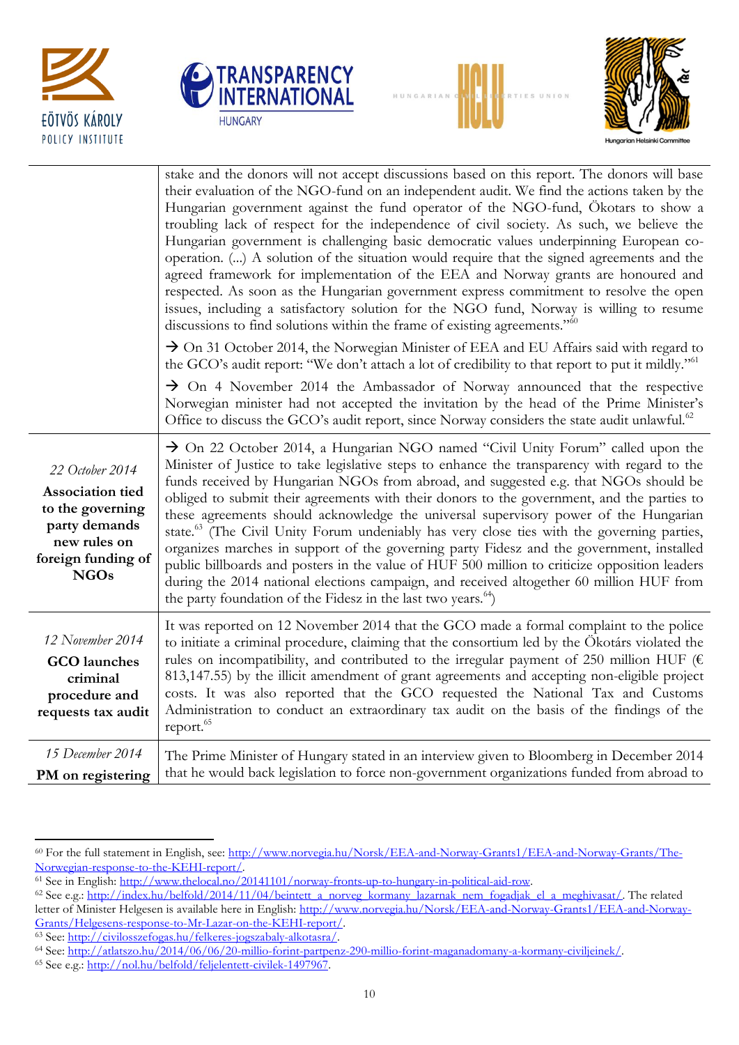| | |
|---|---|
| | stake and the donors will not accept discussions based on this report. The donors will base their evaluation of the NGO-fund on an independent audit. We find the actions taken by the Hungarian government against the fund operator of the NGO-fund, Ökotars to show a troubling lack of respect for the independence of civil society. As such, we believe the Hungarian government is challenging basic democratic values underpinning European co-operation. (...) A solution of the situation would require that the signed agreements and the agreed framework for implementation of the EEA and Norway grants are honoured and respected. As soon as the Hungarian government express commitment to resolve the open issues, including a satisfactory solution for the NGO fund, Norway is willing to resume discussions to find solutions within the frame of existing agreements."[60] <br><br> → On 31 October 2014, the Norwegian Minister of EEA and EU Affairs said with regard to the GCO's audit report: "We don't attach a lot of credibility to that report to put it mildly."[61] <br><br> → On 4 November 2014 the Ambassador of Norway announced that the respective Norwegian minister had not accepted the invitation by the head of the Prime Minister's Office to discuss the GCO's audit report, since Norway considers the state audit unlawful.[62] |
| *22 October 2014* <br> **Association tied to the governing party demands new rules on foreign funding of NGOs** | → On 22 October 2014, a Hungarian NGO named "Civil Unity Forum" called upon the Minister of Justice to take legislative steps to enhance the transparency with regard to the funds received by Hungarian NGOs from abroad, and suggested e.g. that NGOs should be obliged to submit their agreements with their donors to the government, and the parties to these agreements should acknowledge the universal supervisory power of the Hungarian state.[63] (The Civil Unity Forum undeniably has very close ties with the governing parties, organizes marches in support of the governing party Fidesz and the government, installed public billboards and posters in the value of HUF 500 million to criticize opposition leaders during the 2014 national elections campaign, and received altogether 60 million HUF from the party foundation of the Fidesz in the last two years.[64]) |
| *12 November 2014* <br> **GCO launches criminal procedure and requests tax audit** | It was reported on 12 November 2014 that the GCO made a formal complaint to the police to initiate a criminal procedure, claiming that the consortium led by the Ökotárs violated the rules on incompatibility, and contributed to the irregular payment of 250 million HUF (€ 813,147.55) by the illicit amendment of grant agreements and accepting non-eligible project costs. It was also reported that the GCO requested the National Tax and Customs Administration to conduct an extraordinary tax audit on the basis of the findings of the report.[65] |
| *15 December 2014* <br> **PM on registering** | The Prime Minister of Hungary stated in an interview given to Bloomberg in December 2014 that he would back legislation to force non-government organizations funded from abroad to |

[60] For the full statement in English, see: http://www.norvegia.hu/Norsk/EEA-and-Norway-Grants1/EEA-and-Norway-Grants/The-Norwegian-response-to-the-KEHI-report/.

[61] See in English: http://www.thelocal.no/20141101/norway-fronts-up-to-hungary-in-political-aid-row.

[62] See e.g.: http://index.hu/belfold/2014/11/04/beintett_a_norveg_kormany_lazarnak_nem_fogadjak_el_a_meghivasat/. The related letter of Minister Helgesen is available here in English: http://www.norvegia.hu/Norsk/EEA-and-Norway-Grants1/EEA-and-Norway-Grants/Helgesens-response-to-Mr-Lazar-on-the-KEHI-report/.

[63] See: http://civilosszefogas.hu/felkeres-jogszabaly-alkotasra/.

[64] See: http://atlatszo.hu/2014/06/06/20-millio-forint-partpenz-290-millio-forint-maganadomany-a-kormany-civiljeinek/.

[65] See e.g.: http://nol.hu/belfold/feljelentett-civilek-1497967.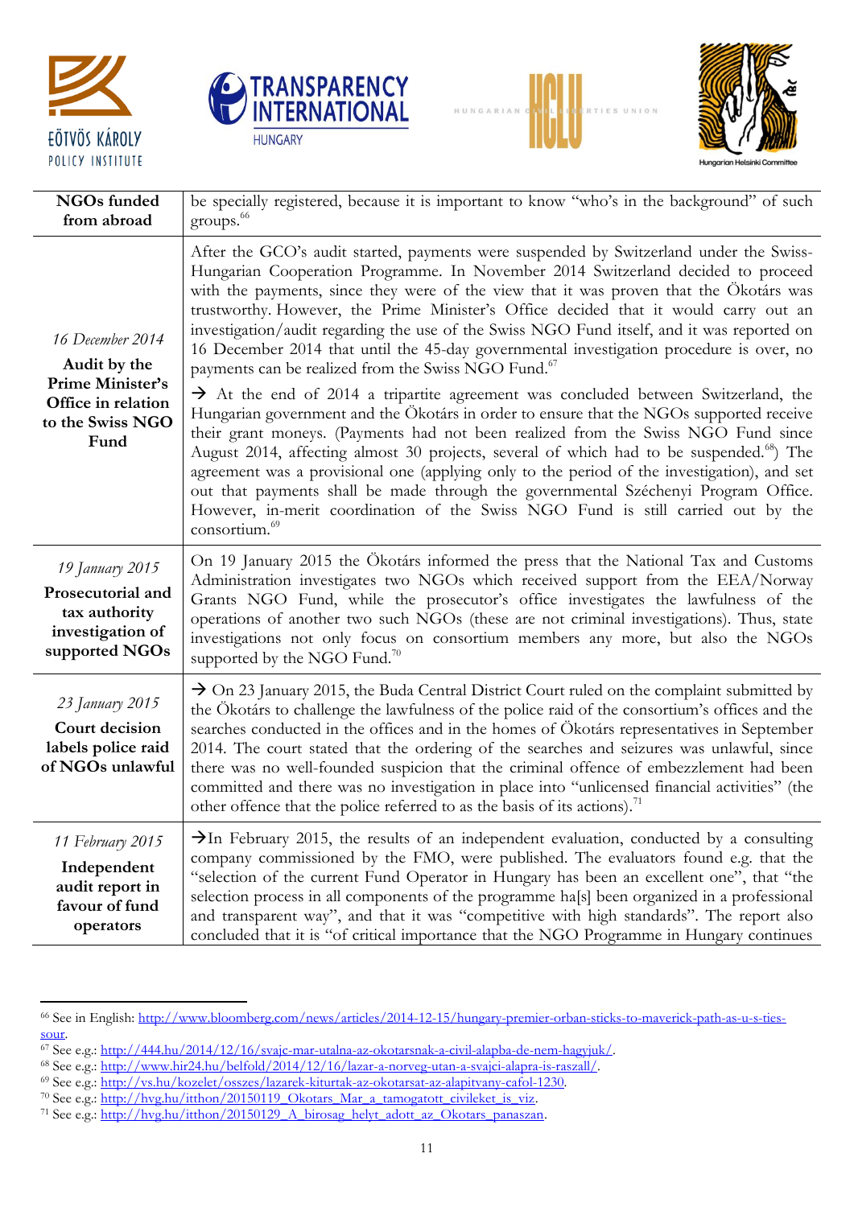| | |
|---|---|
| **NGOs funded from abroad** | be specially registered, because it is important to know "who's in the background" of such groups.[66] |
| *16 December 2014* **Audit by the Prime Minister's Office in relation to the Swiss NGO Fund** | After the GCO's audit started, payments were suspended by Switzerland under the Swiss-Hungarian Cooperation Programme. In November 2014 Switzerland decided to proceed with the payments, since they were of the view that it was proven that the Ökotárs was trustworthy. However, the Prime Minister's Office decided that it would carry out an investigation/audit regarding the use of the Swiss NGO Fund itself, and it was reported on 16 December 2014 that until the 45-day governmental investigation procedure is over, no payments can be realized from the Swiss NGO Fund.[67] → At the end of 2014 a tripartite agreement was concluded between Switzerland, the Hungarian government and the Ökotárs in order to ensure that the NGOs supported receive their grant moneys. (Payments had not been realized from the Swiss NGO Fund since August 2014, affecting almost 30 projects, several of which had to be suspended.[68]) The agreement was a provisional one (applying only to the period of the investigation), and set out that payments shall be made through the governmental Széchenyi Program Office. However, in-merit coordination of the Swiss NGO Fund is still carried out by the consortium.[69] |
| *19 January 2015* **Prosecutorial and tax authority investigation of supported NGOs** | On 19 January 2015 the Ökotárs informed the press that the National Tax and Customs Administration investigates two NGOs which received support from the EEA/Norway Grants NGO Fund, while the prosecutor's office investigates the lawfulness of the operations of another two such NGOs (these are not criminal investigations). Thus, state investigations not only focus on consortium members any more, but also the NGOs supported by the NGO Fund.[70] |
| *23 January 2015* **Court decision labels police raid of NGOs unlawful** | → On 23 January 2015, the Buda Central District Court ruled on the complaint submitted by the Ökotárs to challenge the lawfulness of the police raid of the consortium's offices and the searches conducted in the offices and in the homes of Ökotárs representatives in September 2014. The court stated that the ordering of the searches and seizures was unlawful, since there was no well-founded suspicion that the criminal offence of embezzlement had been committed and there was no investigation in place into "unlicensed financial activities" (the other offence that the police referred to as the basis of its actions).[71] |
| *11 February 2015* **Independent audit report in favour of fund operators** | →In February 2015, the results of an independent evaluation, conducted by a consulting company commissioned by the FMO, were published. The evaluators found e.g. that the "selection of the current Fund Operator in Hungary has been an excellent one", that "the selection process in all components of the programme ha[s] been organized in a professional and transparent way", and that it was "competitive with high standards". The report also concluded that it is "of critical importance that the NGO Programme in Hungary continues |

[66] See in English: http://www.bloomberg.com/news/articles/2014-12-15/hungary-premier-orban-sticks-to-maverick-path-as-u-s-ties-sour.

[67] See e.g.: http://444.hu/2014/12/16/svajc-mar-utalna-az-okotarsnak-a-civil-alapba-de-nem-hagyjuk/.

[68] See e.g.: http://www.hir24.hu/belfold/2014/12/16/lazar-a-norveg-utan-a-svajci-alapra-is-raszall/.

[69] See e.g.: http://vs.hu/kozelet/osszes/lazarek-kiturtak-az-okotarsat-az-alapitvany-cafol-1230.

[70] See e.g.: http://hvg.hu/itthon/20150119_Okotars_Mar_a_tamogatott_civileket_is_viz.

[71] See e.g.: http://hvg.hu/itthon/20150129_A_birosag_helyt_adott_az_Okotars_panaszan.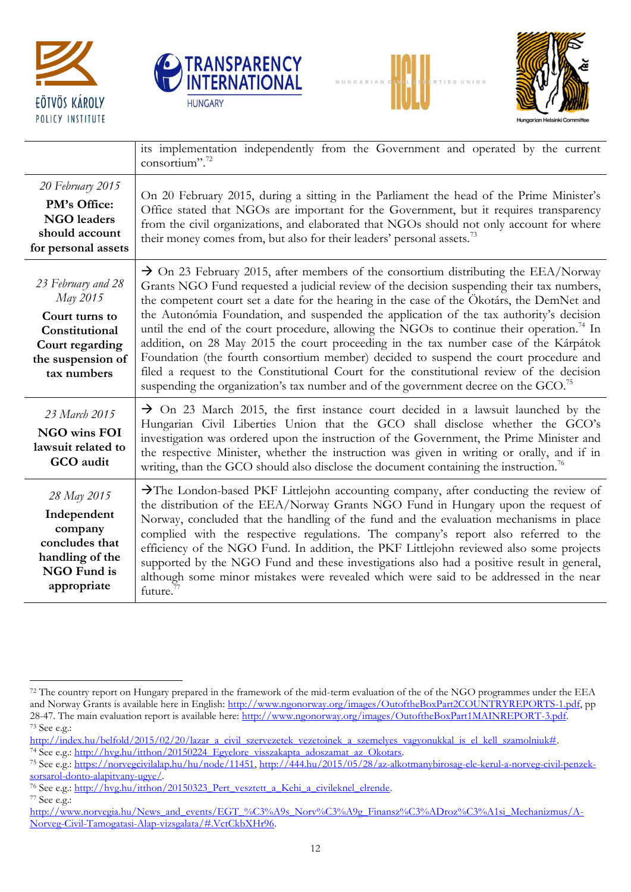| | |
|---|---|
| | its implementation independently from the Government and operated by the current consortium".[72] |
| *20 February 2015* **PM's Office: NGO leaders should account for personal assets** | On 20 February 2015, during a sitting in the Parliament the head of the Prime Minister's Office stated that NGOs are important for the Government, but it requires transparency from the civil organizations, and elaborated that NGOs should not only account for where their money comes from, but also for their leaders' personal assets.[73] |
| *23 February and 28 May 2015* **Court turns to Constitutional Court regarding the suspension of tax numbers** | → On 23 February 2015, after members of the consortium distributing the EEA/Norway Grants NGO Fund requested a judicial review of the decision suspending their tax numbers, the competent court set a date for the hearing in the case of the Ökotárs, the DemNet and the Autonómia Foundation, and suspended the application of the tax authority's decision until the end of the court procedure, allowing the NGOs to continue their operation.[74] In addition, on 28 May 2015 the court proceeding in the tax number case of the Kárpátok Foundation (the fourth consortium member) decided to suspend the court procedure and filed a request to the Constitutional Court for the constitutional review of the decision suspending the organization's tax number and of the government decree on the GCO.[75] |
| *23 March 2015* **NGO wins FOI lawsuit related to GCO audit** | → On 23 March 2015, the first instance court decided in a lawsuit launched by the Hungarian Civil Liberties Union that the GCO shall disclose whether the GCO's investigation was ordered upon the instruction of the Government, the Prime Minister and the respective Minister, whether the instruction was given in writing or orally, and if in writing, than the GCO should also disclose the document containing the instruction.[76] |
| *28 May 2015* **Independent company concludes that handling of the NGO Fund is appropriate** | →The London-based PKF Littlejohn accounting company, after conducting the review of the distribution of the EEA/Norway Grants NGO Fund in Hungary upon the request of Norway, concluded that the handling of the fund and the evaluation mechanisms in place complied with the respective regulations. The company's report also referred to the efficiency of the NGO Fund. In addition, the PKF Littlejohn reviewed also some projects supported by the NGO Fund and these investigations also had a positive result in general, although some minor mistakes were revealed which were said to be addressed in the near future.[77] |

---

[72] The country report on Hungary prepared in the framework of the mid-term evaluation of the of the NGO programmes under the EEA and Norway Grants is available here in English: http://www.ngonorway.org/images/OutoftheBoxPart2COUNTRYREPORTS-1.pdf, pp 28-47. The main evaluation report is available here: http://www.ngonorway.org/images/OutoftheBoxPart1MAINREPORT-3.pdf.

[73] See e.g.: http://index.hu/belfold/2015/02/20/lazar_a_civil_szervezetek_vezetoinek_a_szemelyes_vagyonukkal_is_el_kell_szamolniuk#.

[74] See e.g.: http://hvg.hu/itthon/20150224_Egyelore_visszakapta_adoszamat_az_Okotars.

[75] See e.g.: https://norvegcivilalap.hu/hu/node/11451, http://444.hu/2015/05/28/az-alkotmanybirosag-ele-kerul-a-norveg-civil-penzek-sorsarol-donto-alapitvany-ugye/.

[76] See e.g.: http://hvg.hu/itthon/20150323_Pert_vesztett_a_Kehi_a_civileknel_elrende.

[77] See e.g.: http://www.norvegia.hu/News_and_events/EGT_%C3%A9s_Norv%C3%A9g_Finansz%C3%ADroz%C3%A1si_Mechanizmus/A-Norveg-Civil-Tamogatasi-Alap-vizsgalata/#.VctCkbXHr96.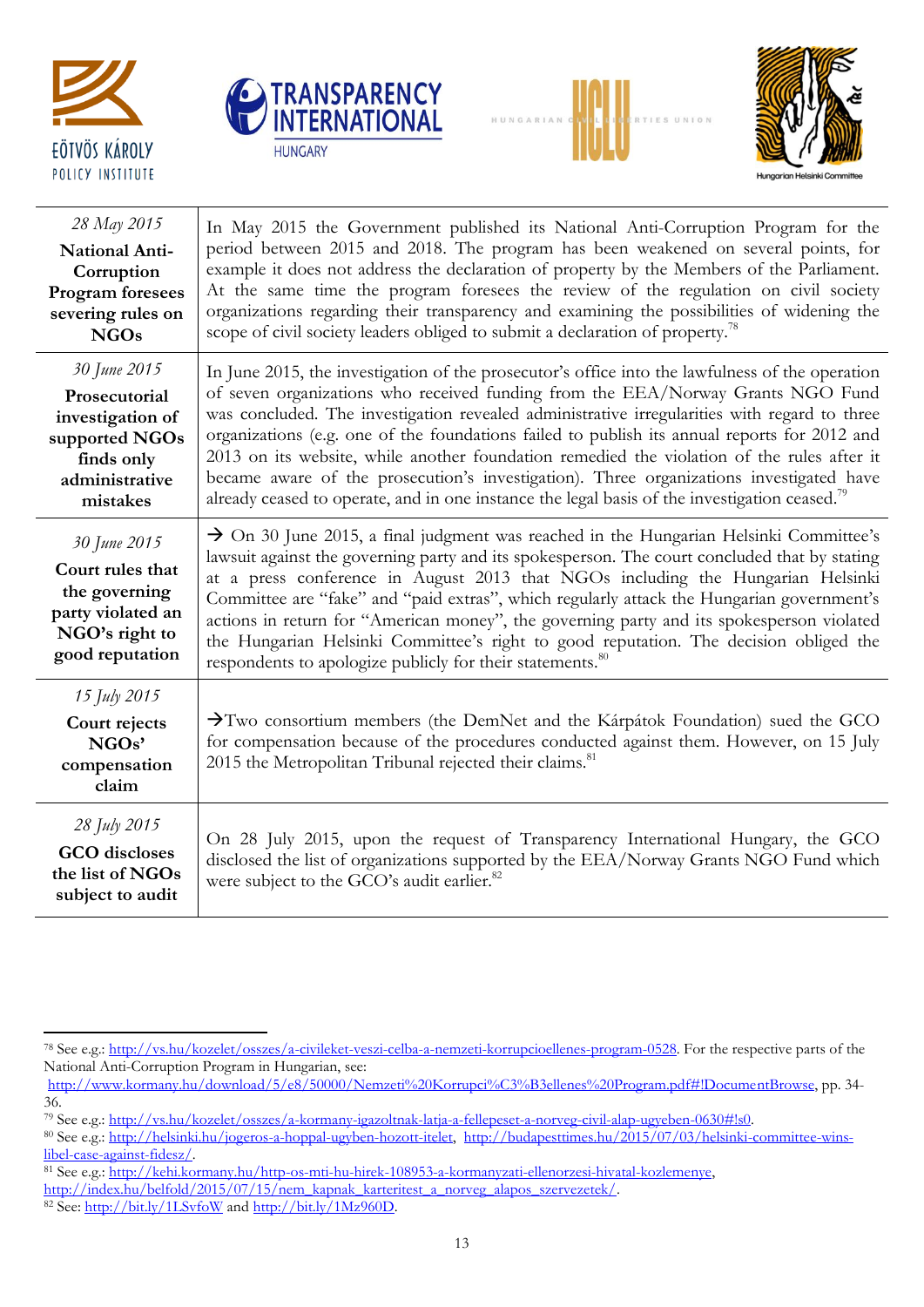| | |
|---|---|
| *28 May 2015* **National Anti-Corruption Program foresees severing rules on NGOs** | In May 2015 the Government published its National Anti-Corruption Program for the period between 2015 and 2018. The program has been weakened on several points, for example it does not address the declaration of property by the Members of the Parliament. At the same time the program foresees the review of the regulation on civil society organizations regarding their transparency and examining the possibilities of widening the scope of civil society leaders obliged to submit a declaration of property.[78] |
| *30 June 2015* **Prosecutorial investigation of supported NGOs finds only administrative mistakes** | In June 2015, the investigation of the prosecutor's office into the lawfulness of the operation of seven organizations who received funding from the EEA/Norway Grants NGO Fund was concluded. The investigation revealed administrative irregularities with regard to three organizations (e.g. one of the foundations failed to publish its annual reports for 2012 and 2013 on its website, while another foundation remedied the violation of the rules after it became aware of the prosecution's investigation). Three organizations investigated have already ceased to operate, and in one instance the legal basis of the investigation ceased.[79] |
| *30 June 2015* **Court rules that the governing party violated an NGO's right to good reputation** | → On 30 June 2015, a final judgment was reached in the Hungarian Helsinki Committee's lawsuit against the governing party and its spokesperson. The court concluded that by stating at a press conference in August 2013 that NGOs including the Hungarian Helsinki Committee are "fake" and "paid extras", which regularly attack the Hungarian government's actions in return for "American money", the governing party and its spokesperson violated the Hungarian Helsinki Committee's right to good reputation. The decision obliged the respondents to apologize publicly for their statements.[80] |
| *15 July 2015* **Court rejects NGOs' compensation claim** | →Two consortium members (the DemNet and the Kárpátok Foundation) sued the GCO for compensation because of the procedures conducted against them. However, on 15 July 2015 the Metropolitan Tribunal rejected their claims.[81] |
| *28 July 2015* **GCO discloses the list of NGOs subject to audit** | On 28 July 2015, upon the request of Transparency International Hungary, the GCO disclosed the list of organizations supported by the EEA/Norway Grants NGO Fund which were subject to the GCO's audit earlier.[82] |

---

[78] See e.g.: http://vs.hu/kozelet/osszes/a-civileket-veszi-celba-a-nemzeti-korrupcioellenes-program-0528. For the respective parts of the National Anti-Corruption Program in Hungarian, see: http://www.kormany.hu/download/5/e8/50000/Nemzeti%20Korrupci%C3%B3ellenes%20Program.pdf#!DocumentBrowse, pp. 34-36.

[79] See e.g.: http://vs.hu/kozelet/osszes/a-kormany-igazoltnak-latja-a-fellepeset-a-norveg-civil-alap-ugyeben-0630#!s0.

[80] See e.g.: http://helsinki.hu/jogeros-a-hoppal-ugyben-hozott-itelet, http://budapesttimes.hu/2015/07/03/helsinki-committee-wins-libel-case-against-fidesz/.

[81] See e.g.: http://kehi.kormany.hu/http-os-mti-hu-hirek-108953-a-kormanyzati-ellenorzesi-hivatal-kozlemenye, http://index.hu/belfold/2015/07/15/nem_kapnak_karteritest_a_norveg_alapos_szervezetek/.

[82] See: http://bit.ly/1LSvfoW and http://bit.ly/1Mz960D.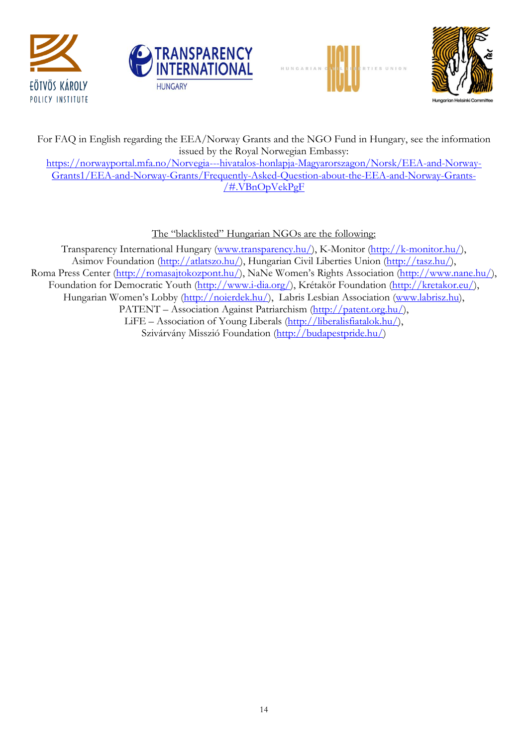For FAQ in English regarding the EEA/Norway Grants and the NGO Fund in Hungary, see the information issued by the Royal Norwegian Embassy: https://norwayportal.mfa.no/Norvegia---hivatalos-honlapja-Magyarorszagon/Norsk/EEA-and-Norway-Grants1/EEA-and-Norway-Grants/Frequently-Asked-Question-about-the-EEA-and-Norway-Grants-/#.VBnOpVekPgF

The "blacklisted" Hungarian NGOs are the following:

Transparency International Hungary (www.transparency.hu/), K-Monitor (http://k-monitor.hu/), Asimov Foundation (http://atlatszo.hu/), Hungarian Civil Liberties Union (http://tasz.hu/), Roma Press Center (http://romasajtokozpont.hu/), NaNe Women's Rights Association (http://www.nane.hu/), Foundation for Democratic Youth (http://www.i-dia.org/), Krétakör Foundation (http://kretakor.eu/), Hungarian Women's Lobby (http://noierdek.hu/), Labris Lesbian Association (www.labrisz.hu), PATENT – Association Against Patriarchism (http://patent.org.hu/), LiFE – Association of Young Liberals (http://liberalisfiatalok.hu/), Szivárvány Misszió Foundation (http://budapestpride.hu/)